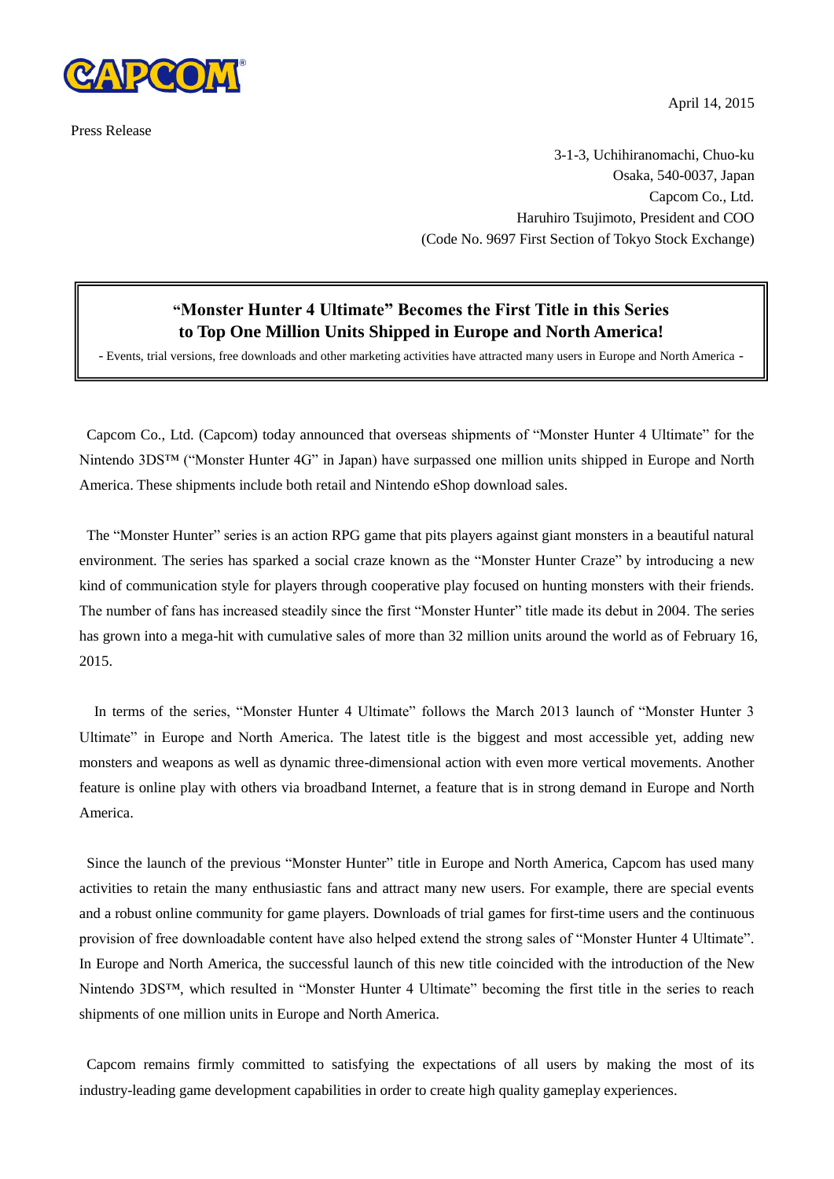CAPCOM

April 14, 2015

Press Release

3-1-3, Uchihiranomachi, Chuo-ku
Osaka, 540-0037, Japan
Capcom Co., Ltd.
Haruhiro Tsujimoto, President and COO
(Code No. 9697 First Section of Tokyo Stock Exchange)

## "Monster Hunter 4 Ultimate" Becomes the First Title in this Series to Top One Million Units Shipped in Europe and North America!

- Events, trial versions, free downloads and other marketing activities have attracted many users in Europe and North America -

Capcom Co., Ltd. (Capcom) today announced that overseas shipments of "Monster Hunter 4 Ultimate" for the Nintendo 3DS™ ("Monster Hunter 4G" in Japan) have surpassed one million units shipped in Europe and North America. These shipments include both retail and Nintendo eShop download sales.

The "Monster Hunter" series is an action RPG game that pits players against giant monsters in a beautiful natural environment. The series has sparked a social craze known as the "Monster Hunter Craze" by introducing a new kind of communication style for players through cooperative play focused on hunting monsters with their friends. The number of fans has increased steadily since the first "Monster Hunter" title made its debut in 2004. The series has grown into a mega-hit with cumulative sales of more than 32 million units around the world as of February 16, 2015.

In terms of the series, "Monster Hunter 4 Ultimate" follows the March 2013 launch of "Monster Hunter 3 Ultimate" in Europe and North America. The latest title is the biggest and most accessible yet, adding new monsters and weapons as well as dynamic three-dimensional action with even more vertical movements. Another feature is online play with others via broadband Internet, a feature that is in strong demand in Europe and North America.

Since the launch of the previous "Monster Hunter" title in Europe and North America, Capcom has used many activities to retain the many enthusiastic fans and attract many new users. For example, there are special events and a robust online community for game players. Downloads of trial games for first-time users and the continuous provision of free downloadable content have also helped extend the strong sales of "Monster Hunter 4 Ultimate". In Europe and North America, the successful launch of this new title coincided with the introduction of the New Nintendo 3DS™, which resulted in "Monster Hunter 4 Ultimate" becoming the first title in the series to reach shipments of one million units in Europe and North America.

Capcom remains firmly committed to satisfying the expectations of all users by making the most of its industry-leading game development capabilities in order to create high quality gameplay experiences.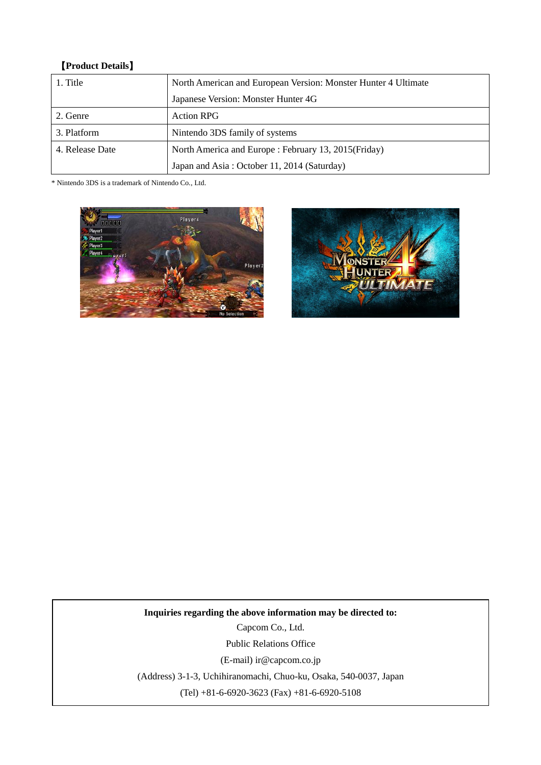**【Product Details】**

| | |
|---|---|
| 1. Title | North American and European Version: Monster Hunter 4 Ultimate<br>Japanese Version: Monster Hunter 4G |
| 2. Genre | Action RPG |
| 3. Platform | Nintendo 3DS family of systems |
| 4. Release Date | North America and Europe : February 13, 2015(Friday)<br>Japan and Asia : October 11, 2014 (Saturday) |

* Nintendo 3DS is a trademark of Nintendo Co., Ltd.

**Inquiries regarding the above information may be directed to:**

Capcom Co., Ltd.

Public Relations Office

(E-mail) ir@capcom.co.jp

(Address) 3-1-3, Uchihiranomachi, Chuo-ku, Osaka, 540-0037, Japan

(Tel) +81-6-6920-3623 (Fax) +81-6-6920-5108